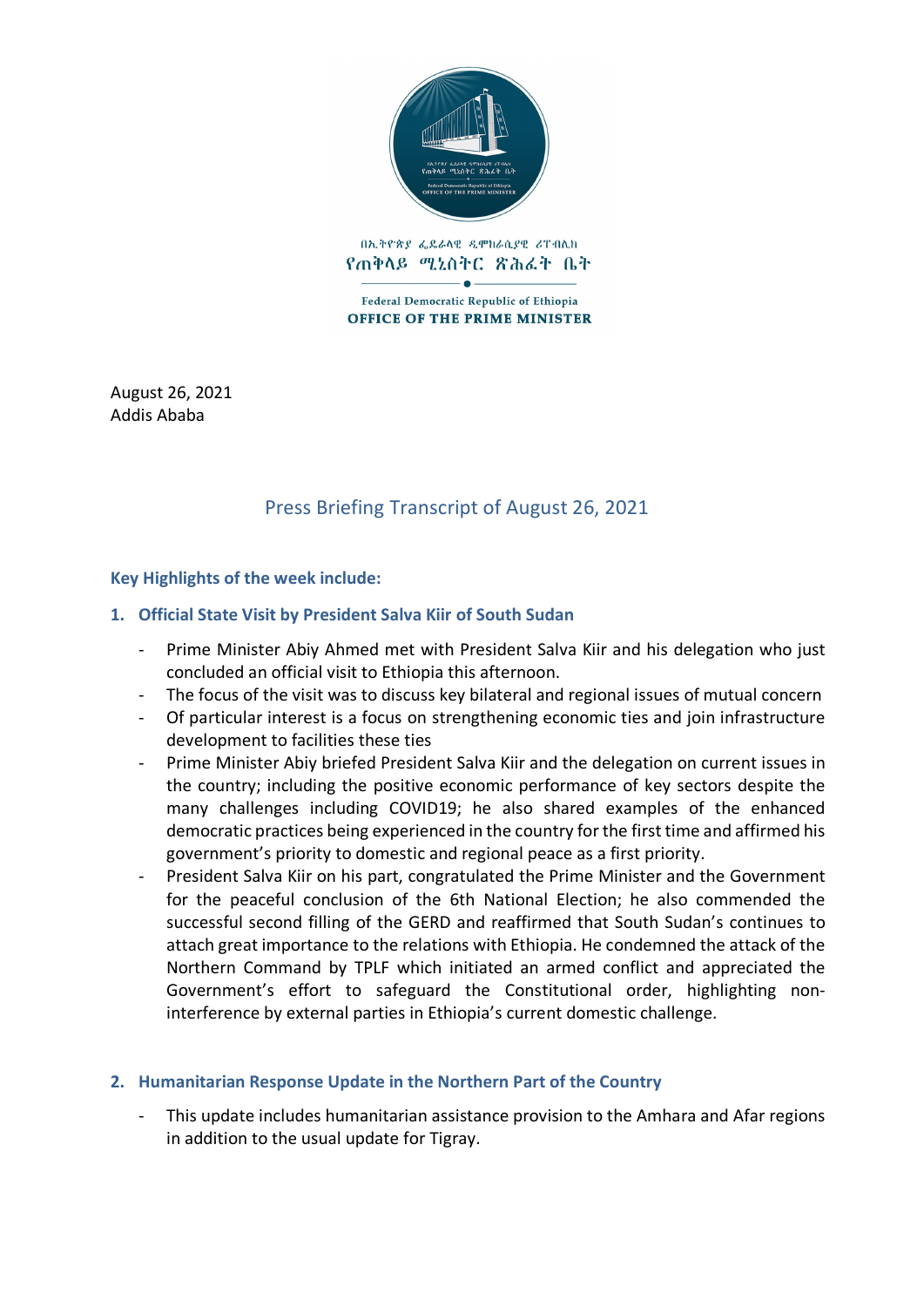በኢትዮጵያ ፌደራላዊ ዲሞክራሲያዊ ሪፐብሊክ
የጠቅላይ ሚኒስትር ጽሕፈት ቤት

Federal Democratic Republic of Ethiopia
**OFFICE OF THE PRIME MINISTER**

August 26, 2021
Addis Ababa

# Press Briefing Transcript of August 26, 2021

## Key Highlights of the week include:

### 1. Official State Visit by President Salva Kiir of South Sudan

- Prime Minister Abiy Ahmed met with President Salva Kiir and his delegation who just concluded an official visit to Ethiopia this afternoon.
- The focus of the visit was to discuss key bilateral and regional issues of mutual concern
- Of particular interest is a focus on strengthening economic ties and join infrastructure development to facilities these ties
- Prime Minister Abiy briefed President Salva Kiir and the delegation on current issues in the country; including the positive economic performance of key sectors despite the many challenges including COVID19; he also shared examples of the enhanced democratic practices being experienced in the country for the first time and affirmed his government's priority to domestic and regional peace as a first priority.
- President Salva Kiir on his part, congratulated the Prime Minister and the Government for the peaceful conclusion of the 6th National Election; he also commended the successful second filling of the GERD and reaffirmed that South Sudan's continues to attach great importance to the relations with Ethiopia. He condemned the attack of the Northern Command by TPLF which initiated an armed conflict and appreciated the Government's effort to safeguard the Constitutional order, highlighting non-interference by external parties in Ethiopia's current domestic challenge.

### 2. Humanitarian Response Update in the Northern Part of the Country

- This update includes humanitarian assistance provision to the Amhara and Afar regions in addition to the usual update for Tigray.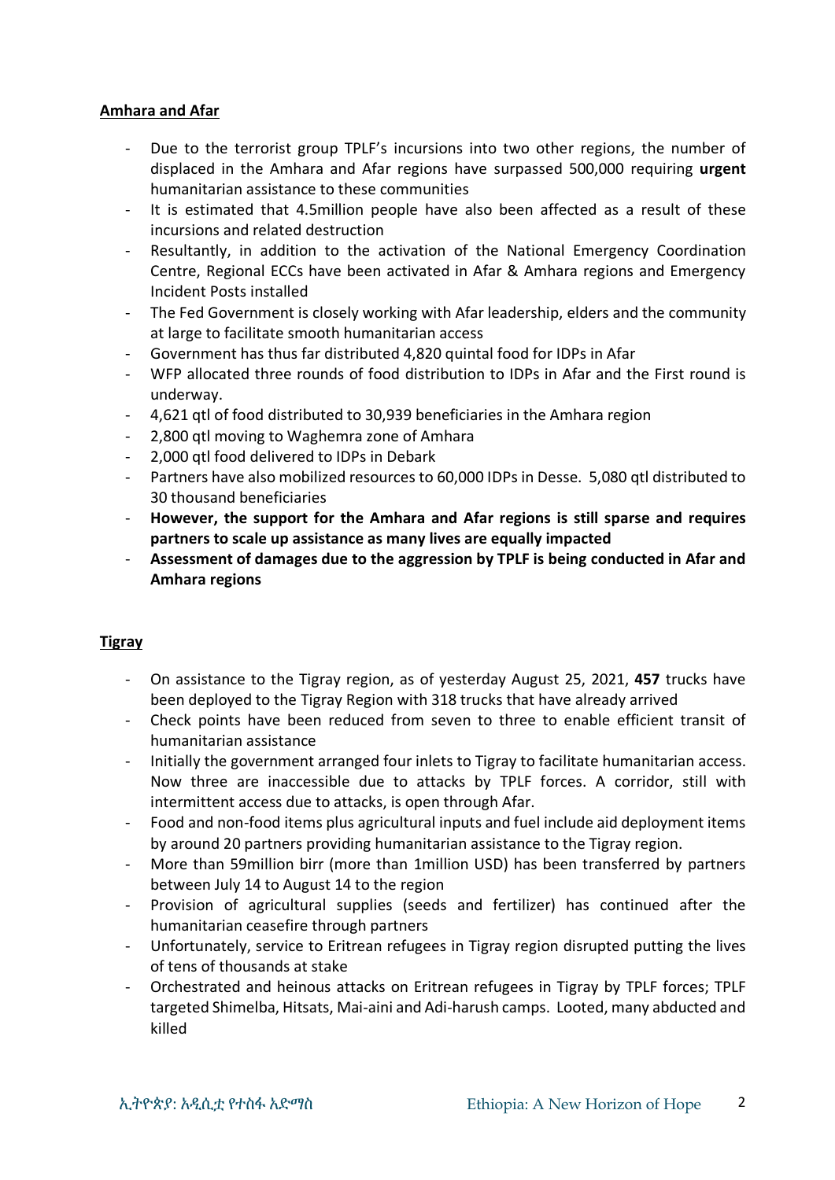**Amhara and Afar**

- Due to the terrorist group TPLF's incursions into two other regions, the number of displaced in the Amhara and Afar regions have surpassed 500,000 requiring **urgent** humanitarian assistance to these communities
- It is estimated that 4.5million people have also been affected as a result of these incursions and related destruction
- Resultantly, in addition to the activation of the National Emergency Coordination Centre, Regional ECCs have been activated in Afar & Amhara regions and Emergency Incident Posts installed
- The Fed Government is closely working with Afar leadership, elders and the community at large to facilitate smooth humanitarian access
- Government has thus far distributed 4,820 quintal food for IDPs in Afar
- WFP allocated three rounds of food distribution to IDPs in Afar and the First round is underway.
- 4,621 qtl of food distributed to 30,939 beneficiaries in the Amhara region
- 2,800 qtl moving to Waghemra zone of Amhara
- 2,000 qtl food delivered to IDPs in Debark
- Partners have also mobilized resources to 60,000 IDPs in Desse. 5,080 qtl distributed to 30 thousand beneficiaries
- **However, the support for the Amhara and Afar regions is still sparse and requires partners to scale up assistance as many lives are equally impacted**
- **Assessment of damages due to the aggression by TPLF is being conducted in Afar and Amhara regions**

**Tigray**

- On assistance to the Tigray region, as of yesterday August 25, 2021, **457** trucks have been deployed to the Tigray Region with 318 trucks that have already arrived
- Check points have been reduced from seven to three to enable efficient transit of humanitarian assistance
- Initially the government arranged four inlets to Tigray to facilitate humanitarian access. Now three are inaccessible due to attacks by TPLF forces. A corridor, still with intermittent access due to attacks, is open through Afar.
- Food and non-food items plus agricultural inputs and fuel include aid deployment items by around 20 partners providing humanitarian assistance to the Tigray region.
- More than 59million birr (more than 1million USD) has been transferred by partners between July 14 to August 14 to the region
- Provision of agricultural supplies (seeds and fertilizer) has continued after the humanitarian ceasefire through partners
- Unfortunately, service to Eritrean refugees in Tigray region disrupted putting the lives of tens of thousands at stake
- Orchestrated and heinous attacks on Eritrean refugees in Tigray by TPLF forces; TPLF targeted Shimelba, Hitsats, Mai-aini and Adi-harush camps. Looted, many abducted and killed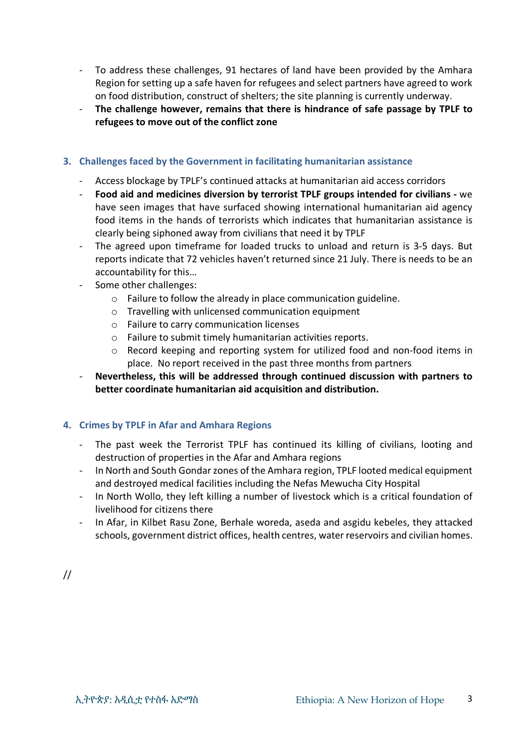- To address these challenges, 91 hectares of land have been provided by the Amhara Region for setting up a safe haven for refugees and select partners have agreed to work on food distribution, construct of shelters; the site planning is currently underway.
- **The challenge however, remains that there is hindrance of safe passage by TPLF to refugees to move out of the conflict zone**

## 3. Challenges faced by the Government in facilitating humanitarian assistance

- Access blockage by TPLF's continued attacks at humanitarian aid access corridors
- **Food aid and medicines diversion by terrorist TPLF groups intended for civilians -** we have seen images that have surfaced showing international humanitarian aid agency food items in the hands of terrorists which indicates that humanitarian assistance is clearly being siphoned away from civilians that need it by TPLF
- The agreed upon timeframe for loaded trucks to unload and return is 3-5 days. But reports indicate that 72 vehicles haven't returned since 21 July. There is needs to be an accountability for this…
- Some other challenges:
  - Failure to follow the already in place communication guideline.
  - Travelling with unlicensed communication equipment
  - Failure to carry communication licenses
  - Failure to submit timely humanitarian activities reports.
  - Record keeping and reporting system for utilized food and non-food items in place. No report received in the past three months from partners
- **Nevertheless, this will be addressed through continued discussion with partners to better coordinate humanitarian aid acquisition and distribution.**

## 4. Crimes by TPLF in Afar and Amhara Regions

- The past week the Terrorist TPLF has continued its killing of civilians, looting and destruction of properties in the Afar and Amhara regions
- In North and South Gondar zones of the Amhara region, TPLF looted medical equipment and destroyed medical facilities including the Nefas Mewucha City Hospital
- In North Wollo, they left killing a number of livestock which is a critical foundation of livelihood for citizens there
- In Afar, in Kilbet Rasu Zone, Berhale woreda, aseda and asgidu kebeles, they attacked schools, government district offices, health centres, water reservoirs and civilian homes.

//